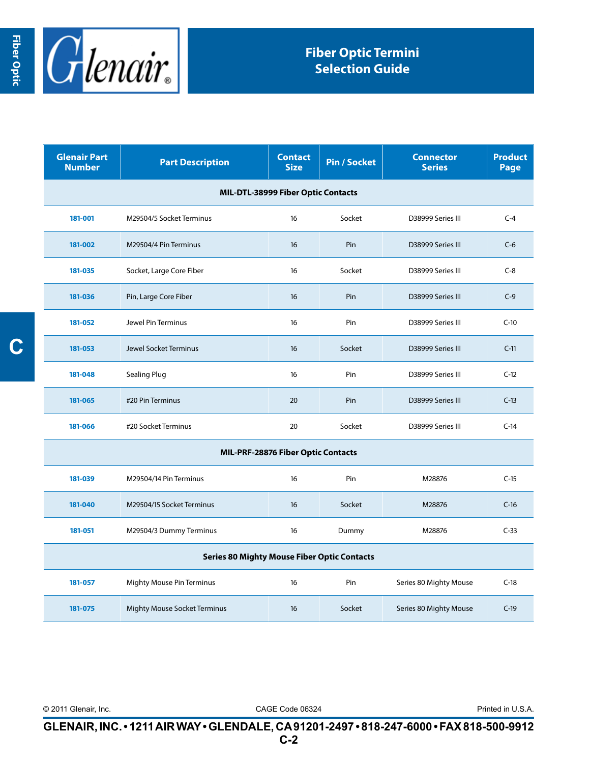# Fiber Optic Termini Selection Guide

| Glenair Part Number | Part Description | Contact Size | Pin / Socket | Connector Series | Product Page |
|---|---|---|---|---|---|
| **MIL-DTL-38999 Fiber Optic Contacts** | | | | | |
| 181-001 | M29504/5 Socket Terminus | 16 | Socket | D38999 Series III | C-4 |
| 181-002 | M29504/4 Pin Terminus | 16 | Pin | D38999 Series III | C-6 |
| 181-035 | Socket, Large Core Fiber | 16 | Socket | D38999 Series III | C-8 |
| 181-036 | Pin, Large Core Fiber | 16 | Pin | D38999 Series III | C-9 |
| 181-052 | Jewel Pin Terminus | 16 | Pin | D38999 Series III | C-10 |
| 181-053 | Jewel Socket Terminus | 16 | Socket | D38999 Series III | C-11 |
| 181-048 | Sealing Plug | 16 | Pin | D38999 Series III | C-12 |
| 181-065 | #20 Pin Terminus | 20 | Pin | D38999 Series III | C-13 |
| 181-066 | #20 Socket Terminus | 20 | Socket | D38999 Series III | C-14 |
| **MIL-PRF-28876 Fiber Optic Contacts** | | | | | |
| 181-039 | M29504/14 Pin Terminus | 16 | Pin | M28876 | C-15 |
| 181-040 | M29504/15 Socket Terminus | 16 | Socket | M28876 | C-16 |
| 181-051 | M29504/3 Dummy Terminus | 16 | Dummy | M28876 | C-33 |
| **Series 80 Mighty Mouse Fiber Optic Contacts** | | | | | |
| 181-057 | Mighty Mouse Pin Terminus | 16 | Pin | Series 80 Mighty Mouse | C-18 |
| 181-075 | Mighty Mouse Socket Terminus | 16 | Socket | Series 80 Mighty Mouse | C-19 |

© 2011 Glenair, Inc. CAGE Code 06324 Printed in U.S.A.

**GLENAIR, INC. • 1211 AIR WAY • GLENDALE, CA 91201-2497 • 818-247-6000 • FAX 818-500-9912**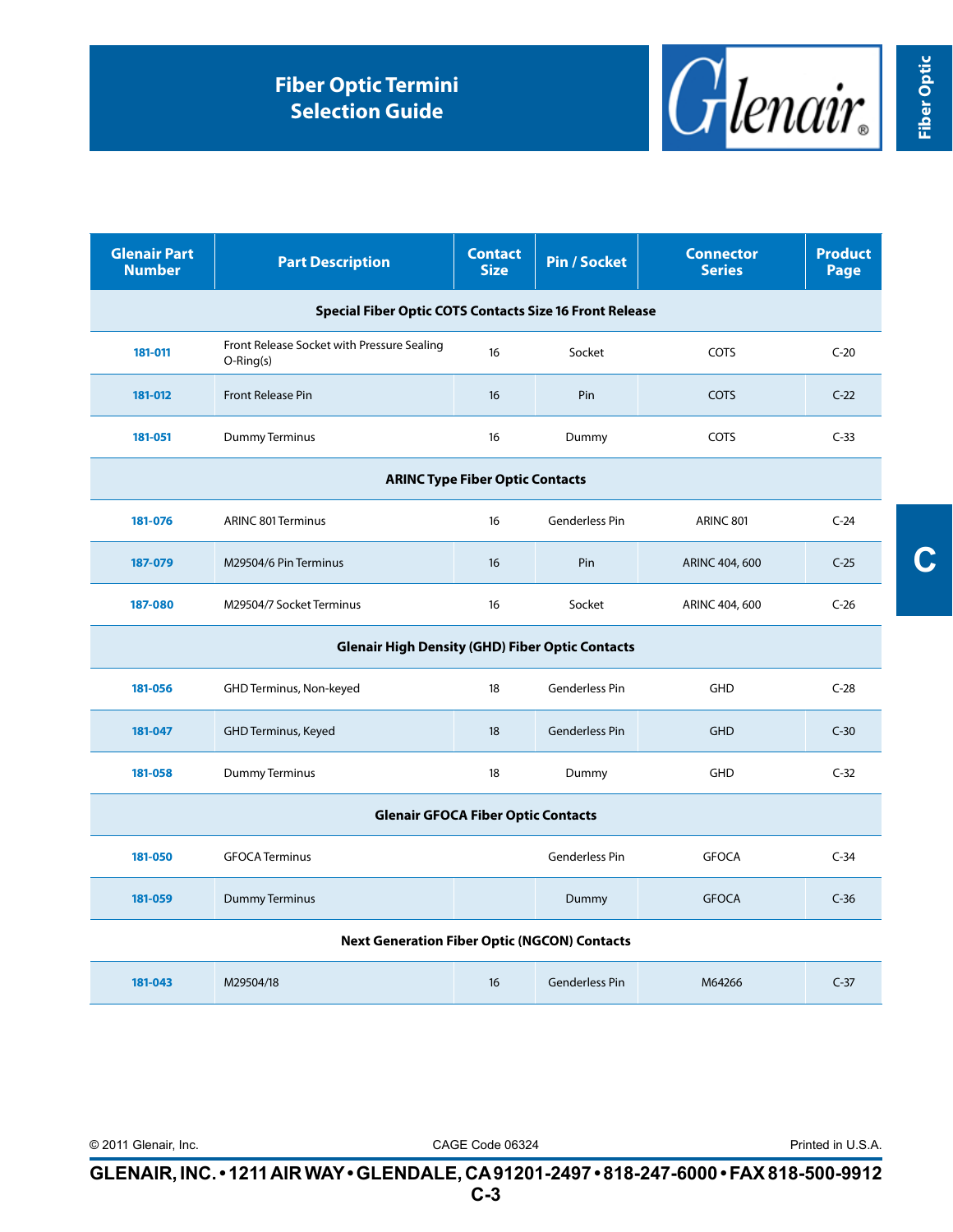# Fiber Optic Termini Selection Guide

| Glenair Part Number | Part Description | Contact Size | Pin / Socket | Connector Series | Product Page |
|---|---|---|---|---|---|
| **Special Fiber Optic COTS Contacts Size 16 Front Release** | | | | | |
| 181-011 | Front Release Socket with Pressure Sealing O-Ring(s) | 16 | Socket | COTS | C-20 |
| 181-012 | Front Release Pin | 16 | Pin | COTS | C-22 |
| 181-051 | Dummy Terminus | 16 | Dummy | COTS | C-33 |
| **ARINC Type Fiber Optic Contacts** | | | | | |
| 181-076 | ARINC 801 Terminus | 16 | Genderless Pin | ARINC 801 | C-24 |
| 187-079 | M29504/6 Pin Terminus | 16 | Pin | ARINC 404, 600 | C-25 |
| 187-080 | M29504/7 Socket Terminus | 16 | Socket | ARINC 404, 600 | C-26 |
| **Glenair High Density (GHD) Fiber Optic Contacts** | | | | | |
| 181-056 | GHD Terminus, Non-keyed | 18 | Genderless Pin | GHD | C-28 |
| 181-047 | GHD Terminus, Keyed | 18 | Genderless Pin | GHD | C-30 |
| 181-058 | Dummy Terminus | 18 | Dummy | GHD | C-32 |
| **Glenair GFOCA Fiber Optic Contacts** | | | | | |
| 181-050 | GFOCA Terminus | | Genderless Pin | GFOCA | C-34 |
| 181-059 | Dummy Terminus | | Dummy | GFOCA | C-36 |
| **Next Generation Fiber Optic (NGCON) Contacts** | | | | | |
| 181-043 | M29504/18 | 16 | Genderless Pin | M64266 | C-37 |